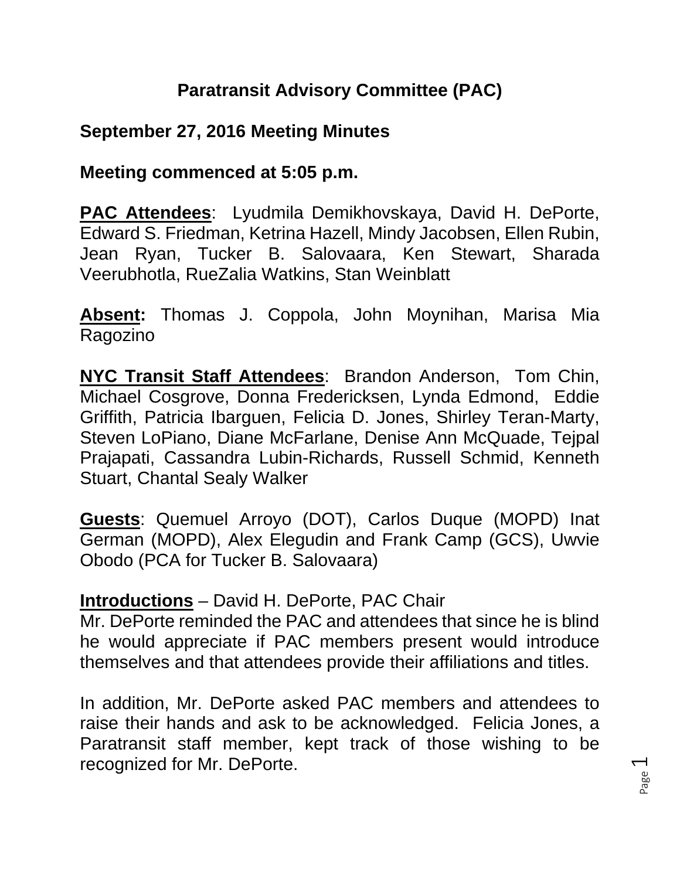# Paratransit Advisory Committee (PAC)

## September 27, 2016 Meeting Minutes

## Meeting commenced at 5:05 p.m.

**PAC Attendees**: Lyudmila Demikhovskaya, David H. DePorte, Edward S. Friedman, Ketrina Hazell, Mindy Jacobsen, Ellen Rubin, Jean Ryan, Tucker B. Salovaara, Ken Stewart, Sharada Veerubhotla, RueZalia Watkins, Stan Weinblatt

**Absent:** Thomas J. Coppola, John Moynihan, Marisa Mia Ragozino

**NYC Transit Staff Attendees**: Brandon Anderson, Tom Chin, Michael Cosgrove, Donna Fredericksen, Lynda Edmond, Eddie Griffith, Patricia Ibarguen, Felicia D. Jones, Shirley Teran-Marty, Steven LoPiano, Diane McFarlane, Denise Ann McQuade, Tejpal Prajapati, Cassandra Lubin-Richards, Russell Schmid, Kenneth Stuart, Chantal Sealy Walker

**Guests**: Quemuel Arroyo (DOT), Carlos Duque (MOPD) Inat German (MOPD), Alex Elegudin and Frank Camp (GCS), Uwvie Obodo (PCA for Tucker B. Salovaara)

**Introductions** – David H. DePorte, PAC Chair

Mr. DePorte reminded the PAC and attendees that since he is blind he would appreciate if PAC members present would introduce themselves and that attendees provide their affiliations and titles.

In addition, Mr. DePorte asked PAC members and attendees to raise their hands and ask to be acknowledged. Felicia Jones, a Paratransit staff member, kept track of those wishing to be recognized for Mr. DePorte.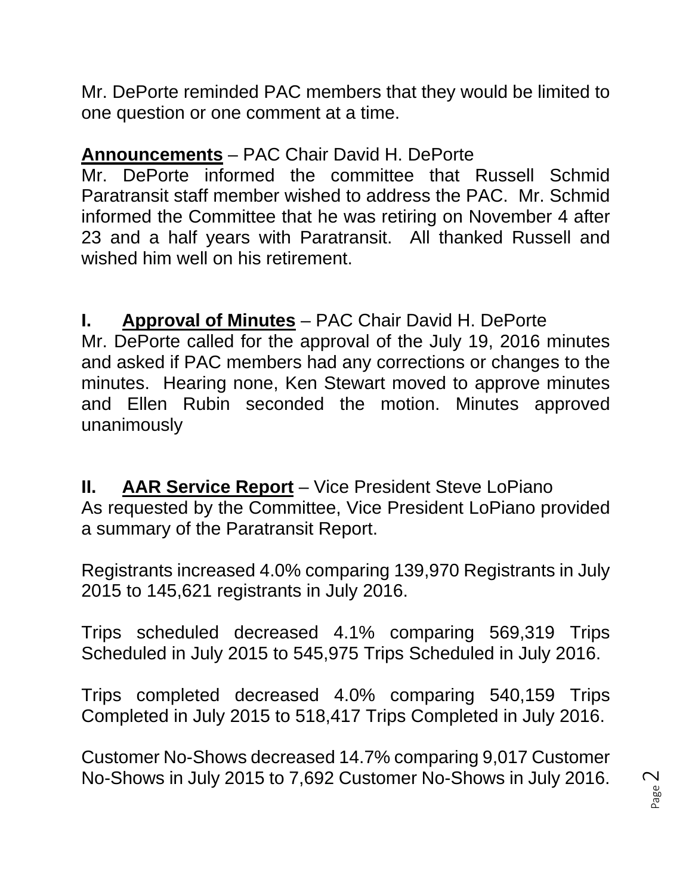Mr. DePorte reminded PAC members that they would be limited to one question or one comment at a time.

**Announcements** – PAC Chair David H. DePorte

Mr. DePorte informed the committee that Russell Schmid Paratransit staff member wished to address the PAC. Mr. Schmid informed the Committee that he was retiring on November 4 after 23 and a half years with Paratransit. All thanked Russell and wished him well on his retirement.

## I. **Approval of Minutes** – PAC Chair David H. DePorte

Mr. DePorte called for the approval of the July 19, 2016 minutes and asked if PAC members had any corrections or changes to the minutes. Hearing none, Ken Stewart moved to approve minutes and Ellen Rubin seconded the motion. Minutes approved unanimously

## II. **AAR Service Report** – Vice President Steve LoPiano

As requested by the Committee, Vice President LoPiano provided a summary of the Paratransit Report.

Registrants increased 4.0% comparing 139,970 Registrants in July 2015 to 145,621 registrants in July 2016.

Trips scheduled decreased 4.1% comparing 569,319 Trips Scheduled in July 2015 to 545,975 Trips Scheduled in July 2016.

Trips completed decreased 4.0% comparing 540,159 Trips Completed in July 2015 to 518,417 Trips Completed in July 2016.

Customer No-Shows decreased 14.7% comparing 9,017 Customer No-Shows in July 2015 to 7,692 Customer No-Shows in July 2016.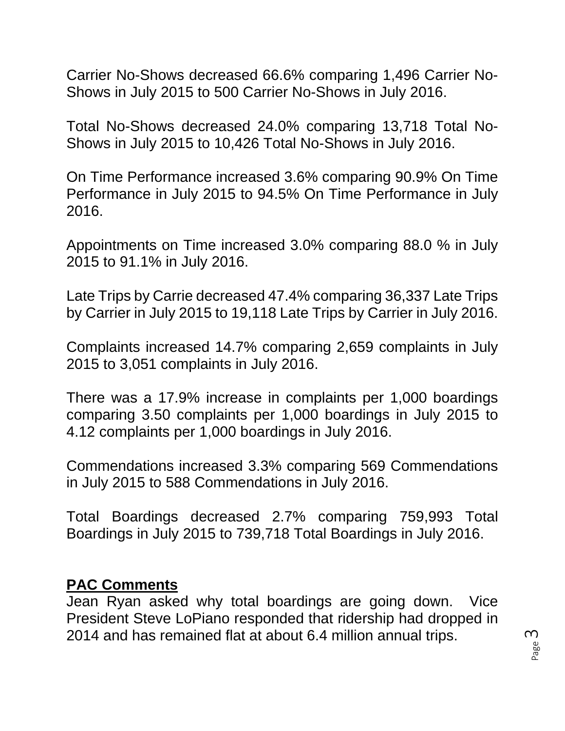Carrier No-Shows decreased 66.6% comparing 1,496 Carrier No-Shows in July 2015 to 500 Carrier No-Shows in July 2016.

Total No-Shows decreased 24.0% comparing 13,718 Total No-Shows in July 2015 to 10,426 Total No-Shows in July 2016.

On Time Performance increased 3.6% comparing 90.9% On Time Performance in July 2015 to 94.5% On Time Performance in July 2016.

Appointments on Time increased 3.0% comparing 88.0 % in July 2015 to 91.1% in July 2016.

Late Trips by Carrie decreased 47.4% comparing 36,337 Late Trips by Carrier in July 2015 to 19,118 Late Trips by Carrier in July 2016.

Complaints increased 14.7% comparing 2,659 complaints in July 2015 to 3,051 complaints in July 2016.

There was a 17.9% increase in complaints per 1,000 boardings comparing 3.50 complaints per 1,000 boardings in July 2015 to 4.12 complaints per 1,000 boardings in July 2016.

Commendations increased 3.3% comparing 569 Commendations in July 2015 to 588 Commendations in July 2016.

Total Boardings decreased 2.7% comparing 759,993 Total Boardings in July 2015 to 739,718 Total Boardings in July 2016.

**PAC Comments**

Jean Ryan asked why total boardings are going down. Vice President Steve LoPiano responded that ridership had dropped in 2014 and has remained flat at about 6.4 million annual trips.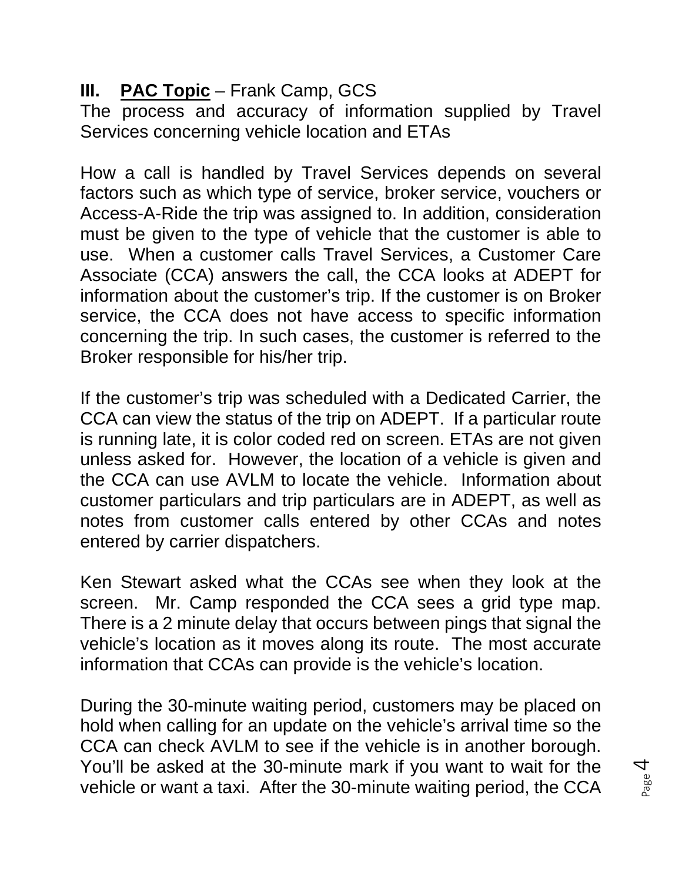## III. **PAC Topic** – Frank Camp, GCS

The process and accuracy of information supplied by Travel Services concerning vehicle location and ETAs

How a call is handled by Travel Services depends on several factors such as which type of service, broker service, vouchers or Access-A-Ride the trip was assigned to. In addition, consideration must be given to the type of vehicle that the customer is able to use. When a customer calls Travel Services, a Customer Care Associate (CCA) answers the call, the CCA looks at ADEPT for information about the customer's trip. If the customer is on Broker service, the CCA does not have access to specific information concerning the trip. In such cases, the customer is referred to the Broker responsible for his/her trip.

If the customer's trip was scheduled with a Dedicated Carrier, the CCA can view the status of the trip on ADEPT. If a particular route is running late, it is color coded red on screen. ETAs are not given unless asked for. However, the location of a vehicle is given and the CCA can use AVLM to locate the vehicle. Information about customer particulars and trip particulars are in ADEPT, as well as notes from customer calls entered by other CCAs and notes entered by carrier dispatchers.

Ken Stewart asked what the CCAs see when they look at the screen. Mr. Camp responded the CCA sees a grid type map. There is a 2 minute delay that occurs between pings that signal the vehicle's location as it moves along its route. The most accurate information that CCAs can provide is the vehicle's location.

During the 30-minute waiting period, customers may be placed on hold when calling for an update on the vehicle's arrival time so the CCA can check AVLM to see if the vehicle is in another borough. You'll be asked at the 30-minute mark if you want to wait for the vehicle or want a taxi. After the 30-minute waiting period, the CCA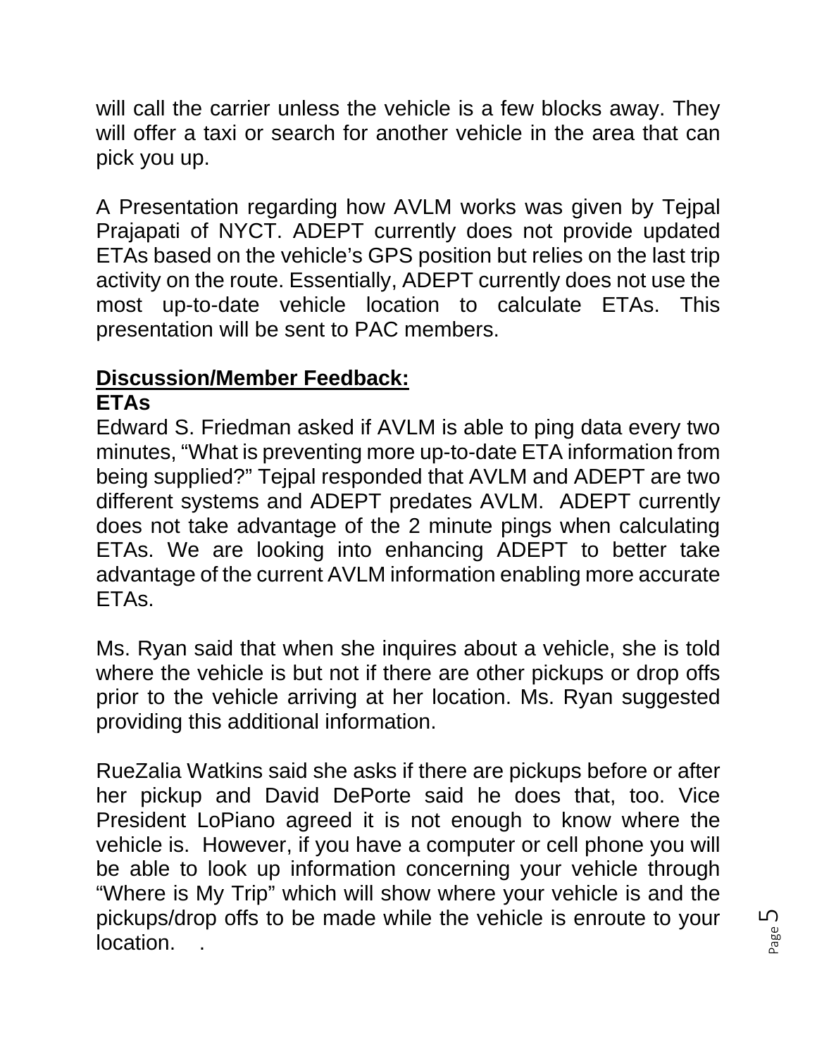will call the carrier unless the vehicle is a few blocks away. They will offer a taxi or search for another vehicle in the area that can pick you up.

A Presentation regarding how AVLM works was given by Tejpal Prajapati of NYCT. ADEPT currently does not provide updated ETAs based on the vehicle's GPS position but relies on the last trip activity on the route. Essentially, ADEPT currently does not use the most up-to-date vehicle location to calculate ETAs. This presentation will be sent to PAC members.

**Discussion/Member Feedback:**

**ETAs**

Edward S. Friedman asked if AVLM is able to ping data every two minutes, "What is preventing more up-to-date ETA information from being supplied?" Tejpal responded that AVLM and ADEPT are two different systems and ADEPT predates AVLM. ADEPT currently does not take advantage of the 2 minute pings when calculating ETAs. We are looking into enhancing ADEPT to better take advantage of the current AVLM information enabling more accurate ETAs.

Ms. Ryan said that when she inquires about a vehicle, she is told where the vehicle is but not if there are other pickups or drop offs prior to the vehicle arriving at her location. Ms. Ryan suggested providing this additional information.

RueZalia Watkins said she asks if there are pickups before or after her pickup and David DePorte said he does that, too. Vice President LoPiano agreed it is not enough to know where the vehicle is. However, if you have a computer or cell phone you will be able to look up information concerning your vehicle through "Where is My Trip" which will show where your vehicle is and the pickups/drop offs to be made while the vehicle is enroute to your location. .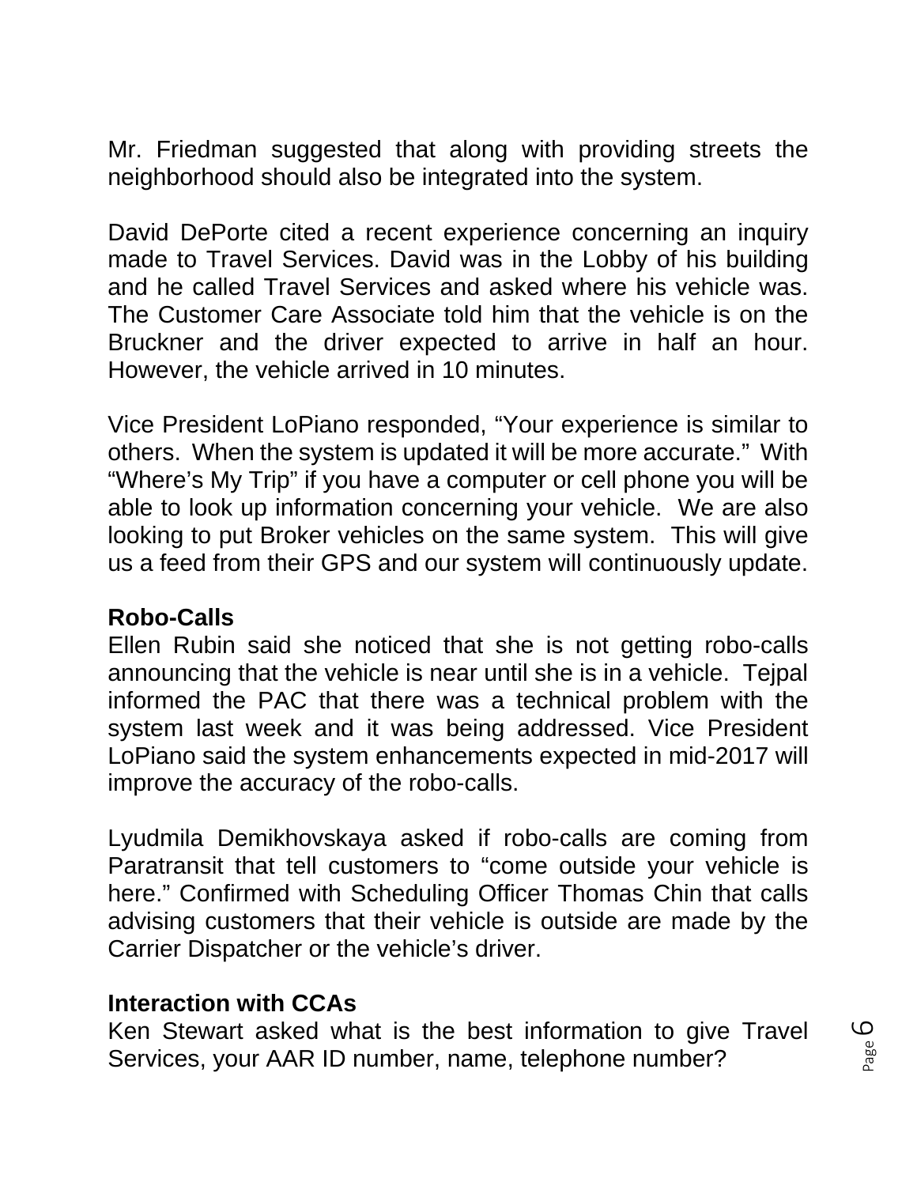Mr. Friedman suggested that along with providing streets the neighborhood should also be integrated into the system.

David DePorte cited a recent experience concerning an inquiry made to Travel Services. David was in the Lobby of his building and he called Travel Services and asked where his vehicle was. The Customer Care Associate told him that the vehicle is on the Bruckner and the driver expected to arrive in half an hour. However, the vehicle arrived in 10 minutes.

Vice President LoPiano responded, "Your experience is similar to others. When the system is updated it will be more accurate." With "Where's My Trip" if you have a computer or cell phone you will be able to look up information concerning your vehicle. We are also looking to put Broker vehicles on the same system. This will give us a feed from their GPS and our system will continuously update.

**Robo-Calls**

Ellen Rubin said she noticed that she is not getting robo-calls announcing that the vehicle is near until she is in a vehicle. Tejpal informed the PAC that there was a technical problem with the system last week and it was being addressed. Vice President LoPiano said the system enhancements expected in mid-2017 will improve the accuracy of the robo-calls.

Lyudmila Demikhovskaya asked if robo-calls are coming from Paratransit that tell customers to "come outside your vehicle is here." Confirmed with Scheduling Officer Thomas Chin that calls advising customers that their vehicle is outside are made by the Carrier Dispatcher or the vehicle's driver.

**Interaction with CCAs**

Ken Stewart asked what is the best information to give Travel Services, your AAR ID number, name, telephone number?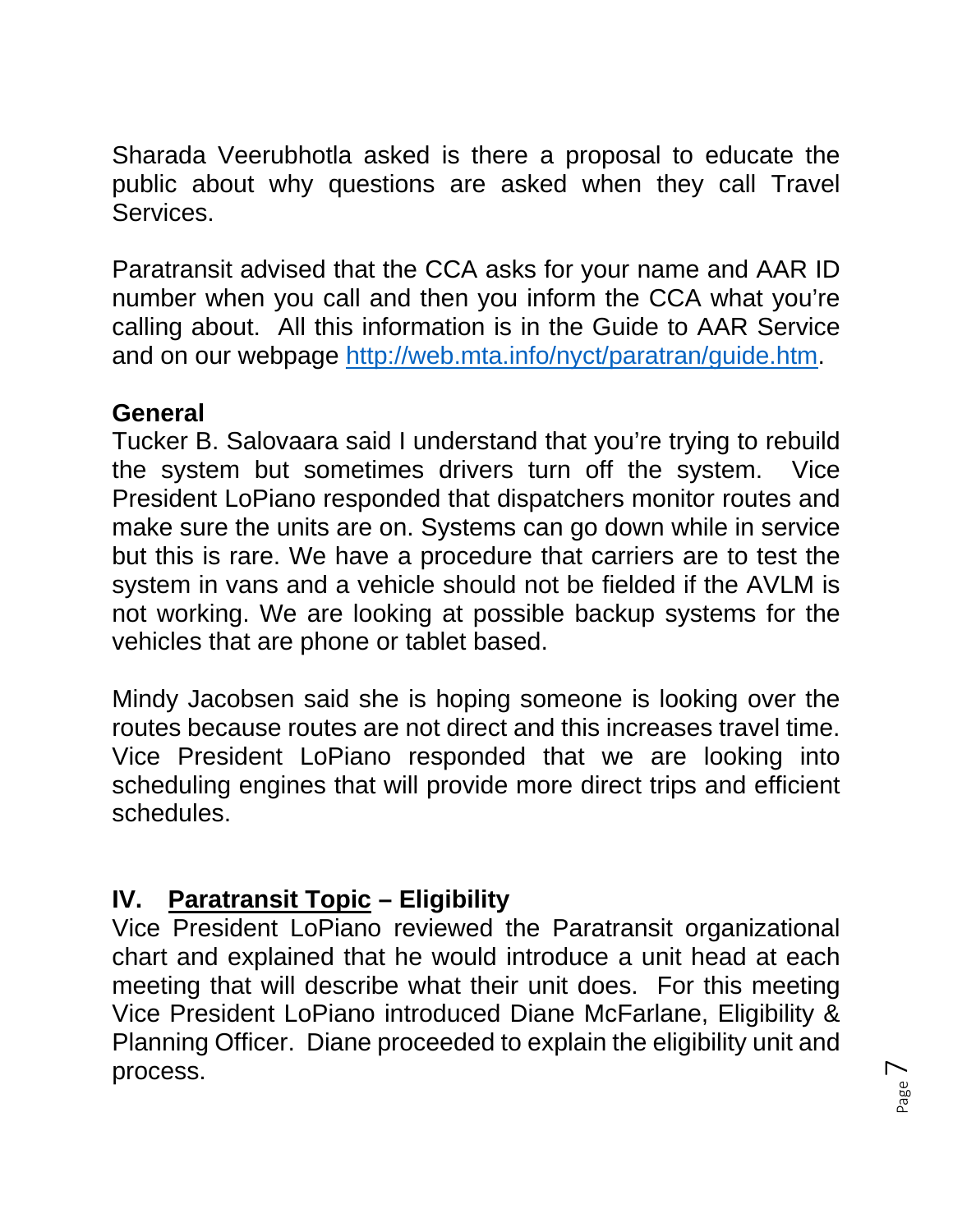Sharada Veerubhotla asked is there a proposal to educate the public about why questions are asked when they call Travel Services.

Paratransit advised that the CCA asks for your name and AAR ID number when you call and then you inform the CCA what you're calling about. All this information is in the Guide to AAR Service and on our webpage [http://web.mta.info/nyct/paratran/guide.htm](http://web.mta.info/nyct/paratran/guide.htm).

**General**

Tucker B. Salovaara said I understand that you're trying to rebuild the system but sometimes drivers turn off the system. Vice President LoPiano responded that dispatchers monitor routes and make sure the units are on. Systems can go down while in service but this is rare. We have a procedure that carriers are to test the system in vans and a vehicle should not be fielded if the AVLM is not working. We are looking at possible backup systems for the vehicles that are phone or tablet based.

Mindy Jacobsen said she is hoping someone is looking over the routes because routes are not direct and this increases travel time. Vice President LoPiano responded that we are looking into scheduling engines that will provide more direct trips and efficient schedules.

## IV. <u>Paratransit Topic</u> – Eligibility

Vice President LoPiano reviewed the Paratransit organizational chart and explained that he would introduce a unit head at each meeting that will describe what their unit does. For this meeting Vice President LoPiano introduced Diane McFarlane, Eligibility & Planning Officer. Diane proceeded to explain the eligibility unit and process.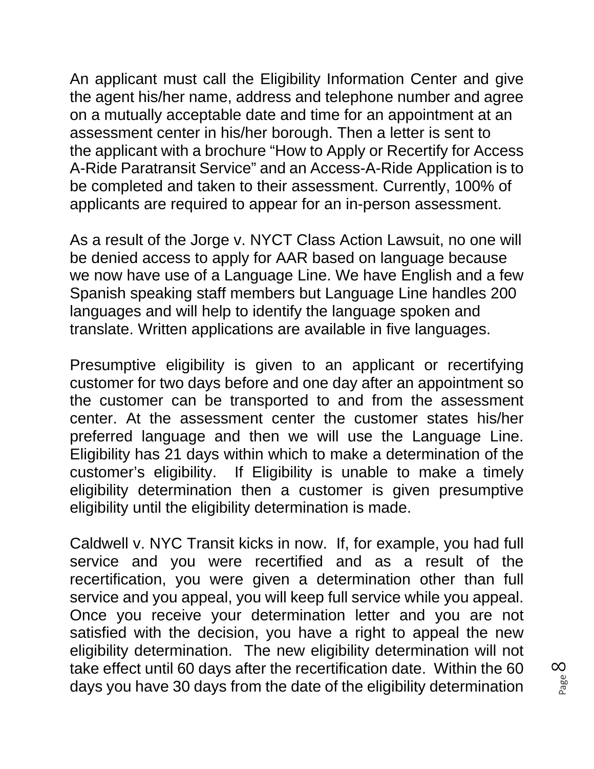An applicant must call the Eligibility Information Center and give the agent his/her name, address and telephone number and agree on a mutually acceptable date and time for an appointment at an assessment center in his/her borough. Then a letter is sent to the applicant with a brochure "How to Apply or Recertify for Access A-Ride Paratransit Service" and an Access-A-Ride Application is to be completed and taken to their assessment. Currently, 100% of applicants are required to appear for an in-person assessment.

As a result of the Jorge v. NYCT Class Action Lawsuit, no one will be denied access to apply for AAR based on language because we now have use of a Language Line. We have English and a few Spanish speaking staff members but Language Line handles 200 languages and will help to identify the language spoken and translate. Written applications are available in five languages.

Presumptive eligibility is given to an applicant or recertifying customer for two days before and one day after an appointment so the customer can be transported to and from the assessment center. At the assessment center the customer states his/her preferred language and then we will use the Language Line. Eligibility has 21 days within which to make a determination of the customer's eligibility. If Eligibility is unable to make a timely eligibility determination then a customer is given presumptive eligibility until the eligibility determination is made.

Caldwell v. NYC Transit kicks in now. If, for example, you had full service and you were recertified and as a result of the recertification, you were given a determination other than full service and you appeal, you will keep full service while you appeal. Once you receive your determination letter and you are not satisfied with the decision, you have a right to appeal the new eligibility determination. The new eligibility determination will not take effect until 60 days after the recertification date. Within the 60 days you have 30 days from the date of the eligibility determination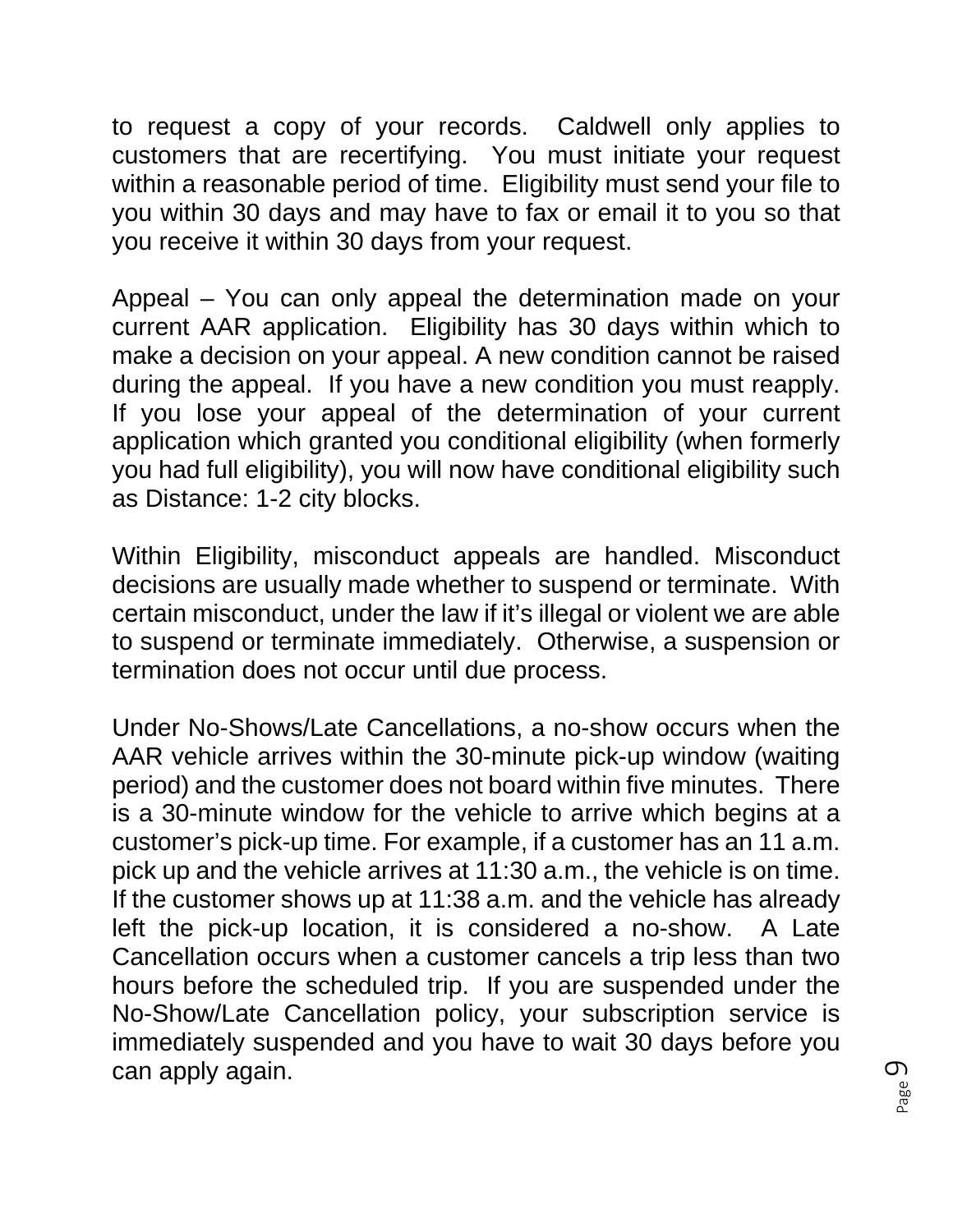to request a copy of your records.  Caldwell only applies to customers that are recertifying.  You must initiate your request within a reasonable period of time.  Eligibility must send your file to you within 30 days and may have to fax or email it to you so that you receive it within 30 days from your request.

Appeal – You can only appeal the determination made on your current AAR application.  Eligibility has 30 days within which to make a decision on your appeal. A new condition cannot be raised during the appeal.  If you have a new condition you must reapply.  If you lose your appeal of the determination of your current application which granted you conditional eligibility (when formerly you had full eligibility), you will now have conditional eligibility such as Distance: 1-2 city blocks.

Within Eligibility, misconduct appeals are handled. Misconduct decisions are usually made whether to suspend or terminate.  With certain misconduct, under the law if it's illegal or violent we are able to suspend or terminate immediately.  Otherwise, a suspension or termination does not occur until due process.

Under No-Shows/Late Cancellations, a no-show occurs when the AAR vehicle arrives within the 30-minute pick-up window (waiting period) and the customer does not board within five minutes.  There is a 30-minute window for the vehicle to arrive which begins at a customer's pick-up time. For example, if a customer has an 11 a.m. pick up and the vehicle arrives at 11:30 a.m., the vehicle is on time.  If the customer shows up at 11:38 a.m. and the vehicle has already left the pick-up location, it is considered a no-show.  A Late Cancellation occurs when a customer cancels a trip less than two hours before the scheduled trip.  If you are suspended under the No-Show/Late Cancellation policy, your subscription service is immediately suspended and you have to wait 30 days before you can apply again.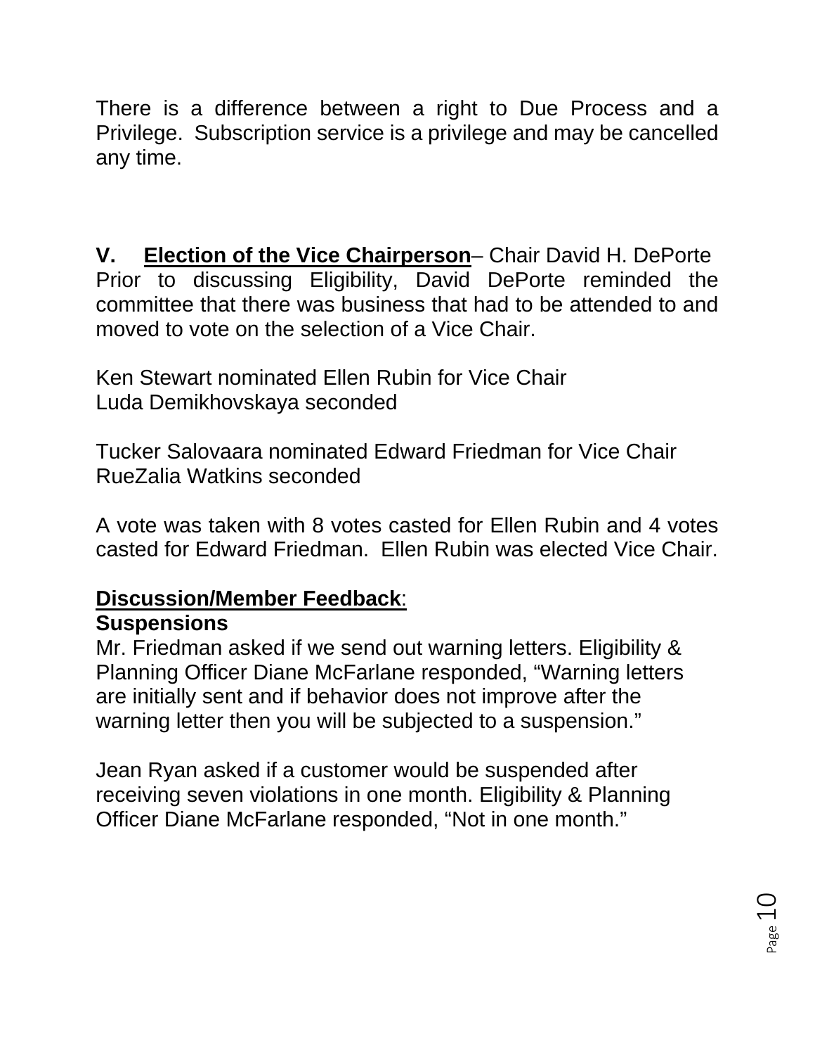There is a difference between a right to Due Process and a Privilege. Subscription service is a privilege and may be cancelled any time.

**V. Election of the Vice Chairperson**– Chair David H. DePorte

Prior to discussing Eligibility, David DePorte reminded the committee that there was business that had to be attended to and moved to vote on the selection of a Vice Chair.

Ken Stewart nominated Ellen Rubin for Vice Chair
Luda Demikhovskaya seconded

Tucker Salovaara nominated Edward Friedman for Vice Chair
RueZalia Watkins seconded

A vote was taken with 8 votes casted for Ellen Rubin and 4 votes casted for Edward Friedman. Ellen Rubin was elected Vice Chair.

**Discussion/Member Feedback**:

**Suspensions**

Mr. Friedman asked if we send out warning letters. Eligibility & Planning Officer Diane McFarlane responded, “Warning letters are initially sent and if behavior does not improve after the warning letter then you will be subjected to a suspension.”

Jean Ryan asked if a customer would be suspended after receiving seven violations in one month. Eligibility & Planning Officer Diane McFarlane responded, “Not in one month.”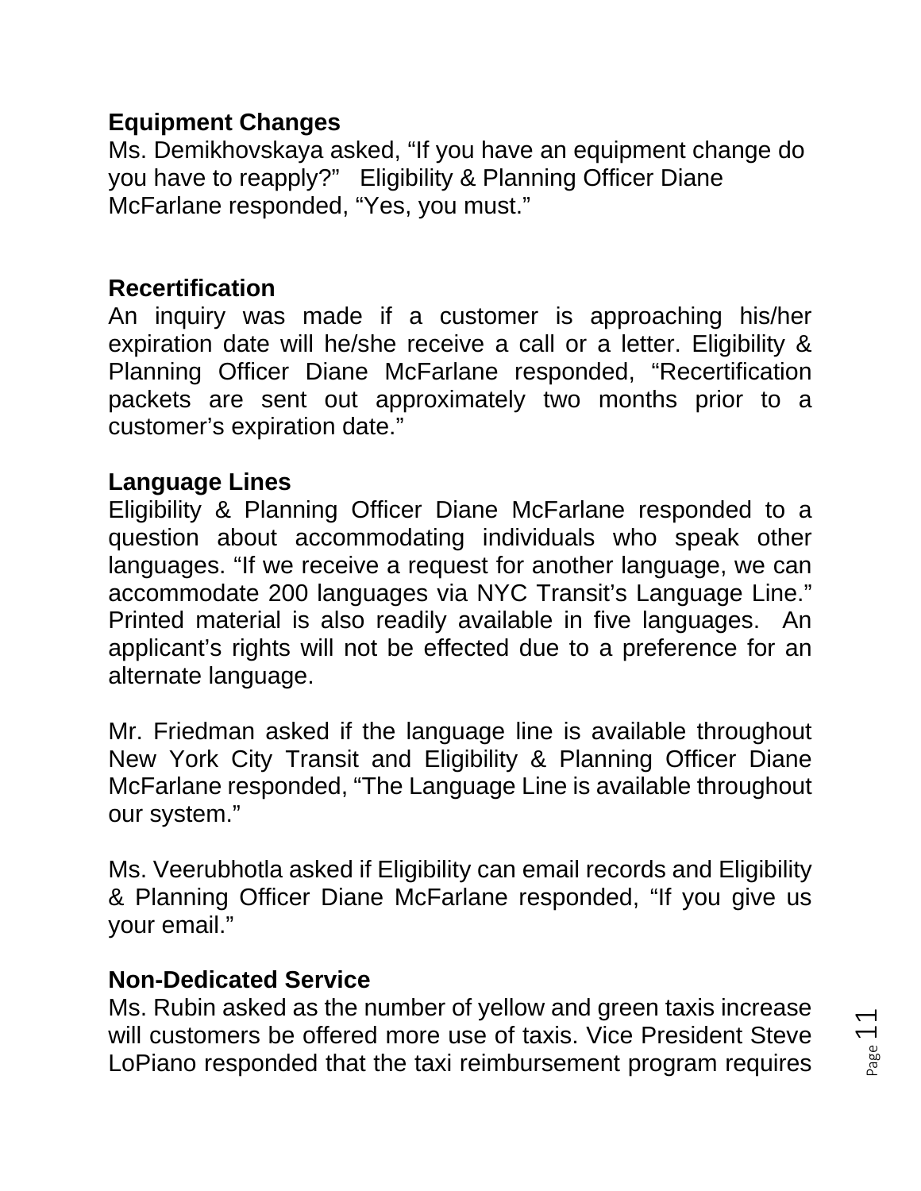**Equipment Changes**

Ms. Demikhovskaya asked, “If you have an equipment change do you have to reapply?” Eligibility & Planning Officer Diane McFarlane responded, “Yes, you must.”

**Recertification**

An inquiry was made if a customer is approaching his/her expiration date will he/she receive a call or a letter. Eligibility & Planning Officer Diane McFarlane responded, “Recertification packets are sent out approximately two months prior to a customer’s expiration date.”

**Language Lines**

Eligibility & Planning Officer Diane McFarlane responded to a question about accommodating individuals who speak other languages. “If we receive a request for another language, we can accommodate 200 languages via NYC Transit’s Language Line.” Printed material is also readily available in five languages. An applicant’s rights will not be effected due to a preference for an alternate language.

Mr. Friedman asked if the language line is available throughout New York City Transit and Eligibility & Planning Officer Diane McFarlane responded, “The Language Line is available throughout our system.”

Ms. Veerubhotla asked if Eligibility can email records and Eligibility & Planning Officer Diane McFarlane responded, “If you give us your email.”

**Non-Dedicated Service**

Ms. Rubin asked as the number of yellow and green taxis increase will customers be offered more use of taxis. Vice President Steve LoPiano responded that the taxi reimbursement program requires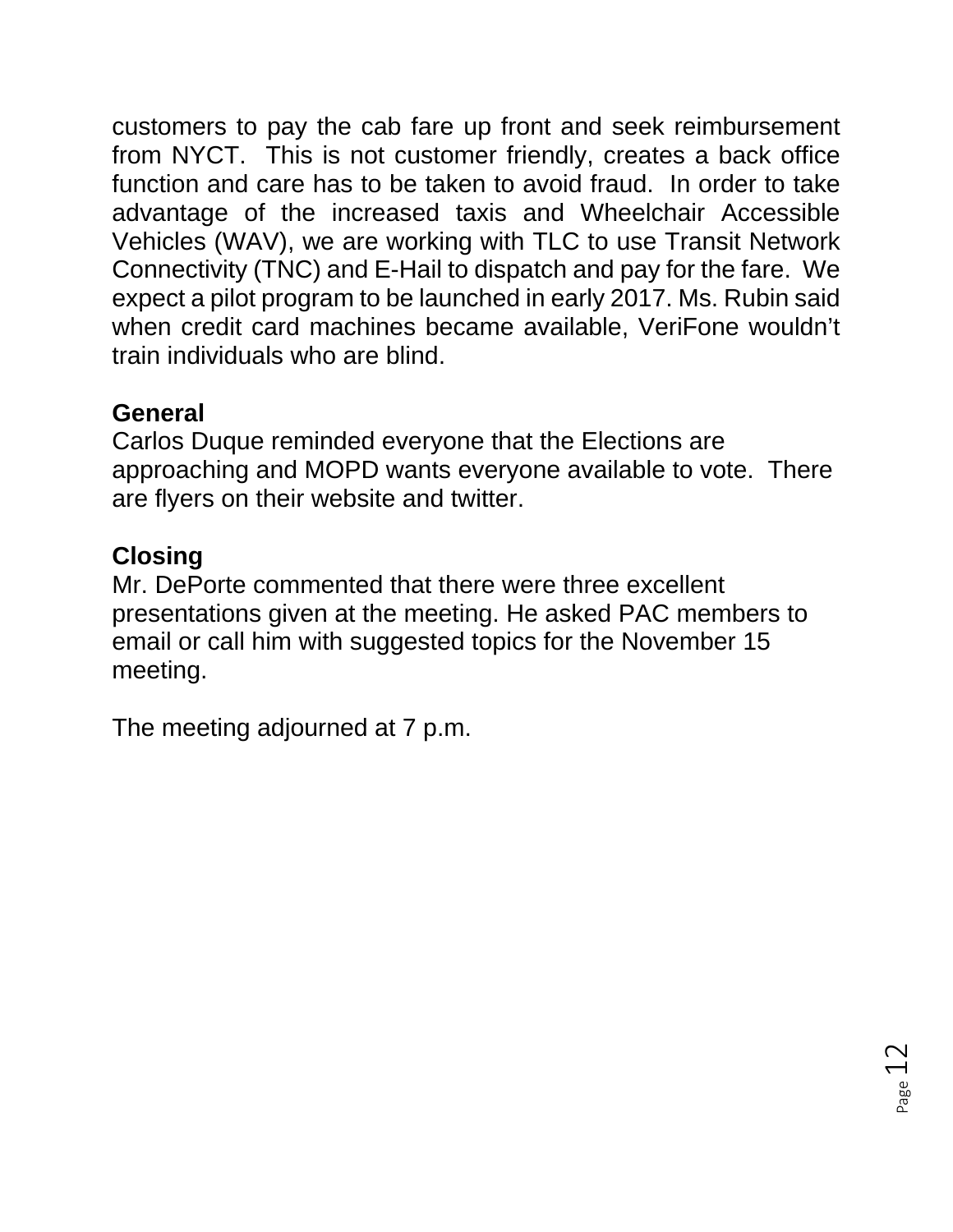customers to pay the cab fare up front and seek reimbursement from NYCT. This is not customer friendly, creates a back office function and care has to be taken to avoid fraud. In order to take advantage of the increased taxis and Wheelchair Accessible Vehicles (WAV), we are working with TLC to use Transit Network Connectivity (TNC) and E-Hail to dispatch and pay for the fare. We expect a pilot program to be launched in early 2017. Ms. Rubin said when credit card machines became available, VeriFone wouldn't train individuals who are blind.

**General**

Carlos Duque reminded everyone that the Elections are approaching and MOPD wants everyone available to vote. There are flyers on their website and twitter.

**Closing**

Mr. DePorte commented that there were three excellent presentations given at the meeting. He asked PAC members to email or call him with suggested topics for the November 15 meeting.

The meeting adjourned at 7 p.m.